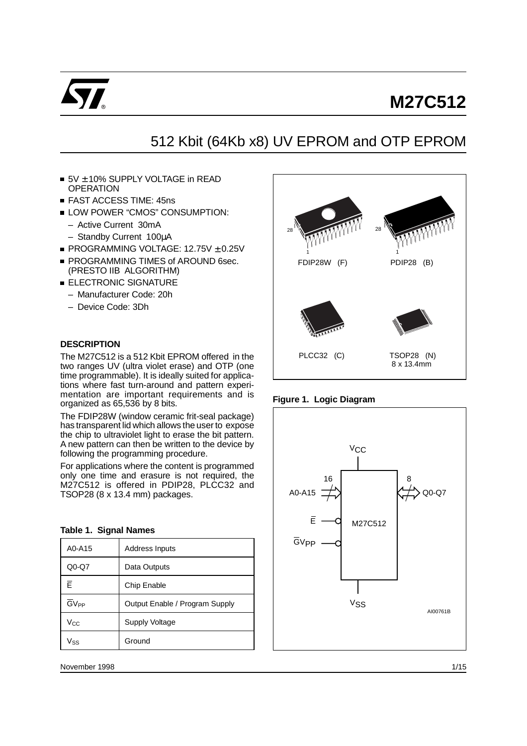# M27C512

## 512 Kbit (64Kb x8) UV EPROM and OTP EPROM

- 5V ± 10% SUPPLY VOLTAGE in READ OPERATION
- FAST ACCESS TIME: 45ns
- LOW POWER "CMOS" CONSUMPTION:
  - Active Current 30mA
  - Standby Current 100µA
- PROGRAMMING VOLTAGE: 12.75V ± 0.25V
- PROGRAMMING TIMES of AROUND 6sec. (PRESTO IIB ALGORITHM)
- ELECTRONIC SIGNATURE
  - Manufacturer Code: 20h
  - Device Code: 3Dh

FDIP28W (F) PDIP28 (B) PLCC32 (C) TSOP28 (N) 8 x 13.4mm

### DESCRIPTION

The M27C512 is a 512 Kbit EPROM offered in the two ranges UV (ultra violet erase) and OTP (one time programmable). It is ideally suited for applications where fast turn-around and pattern experimentation are important requirements and is organized as 65,536 by 8 bits.

The FDIP28W (window ceramic frit-seal package) has transparent lid which allows the user to expose the chip to ultraviolet light to erase the bit pattern. A new pattern can then be written to the device by following the programming procedure.

For applications where the content is programmed only one time and erasure is not required, the M27C512 is offered in PDIP28, PLCC32 and TSOP28 (8 x 13.4 mm) packages.

**Table 1. Signal Names**

| | |
|---|---|
| A0-A15 | Address Inputs |
| Q0-Q7 | Data Outputs |
| $\overline{E}$ | Chip Enable |
| $\overline{G}V_{PP}$ | Output Enable / Program Supply |
| $V_{CC}$ | Supply Voltage |
| $V_{SS}$ | Ground |

**Figure 1. Logic Diagram**

$V_{CC}$, A0-A15 (16), Q0-Q7 (8), $\overline{E}$, $\overline{G}V_{PP}$, M27C512, $V_{SS}$

AI00761B

November 1998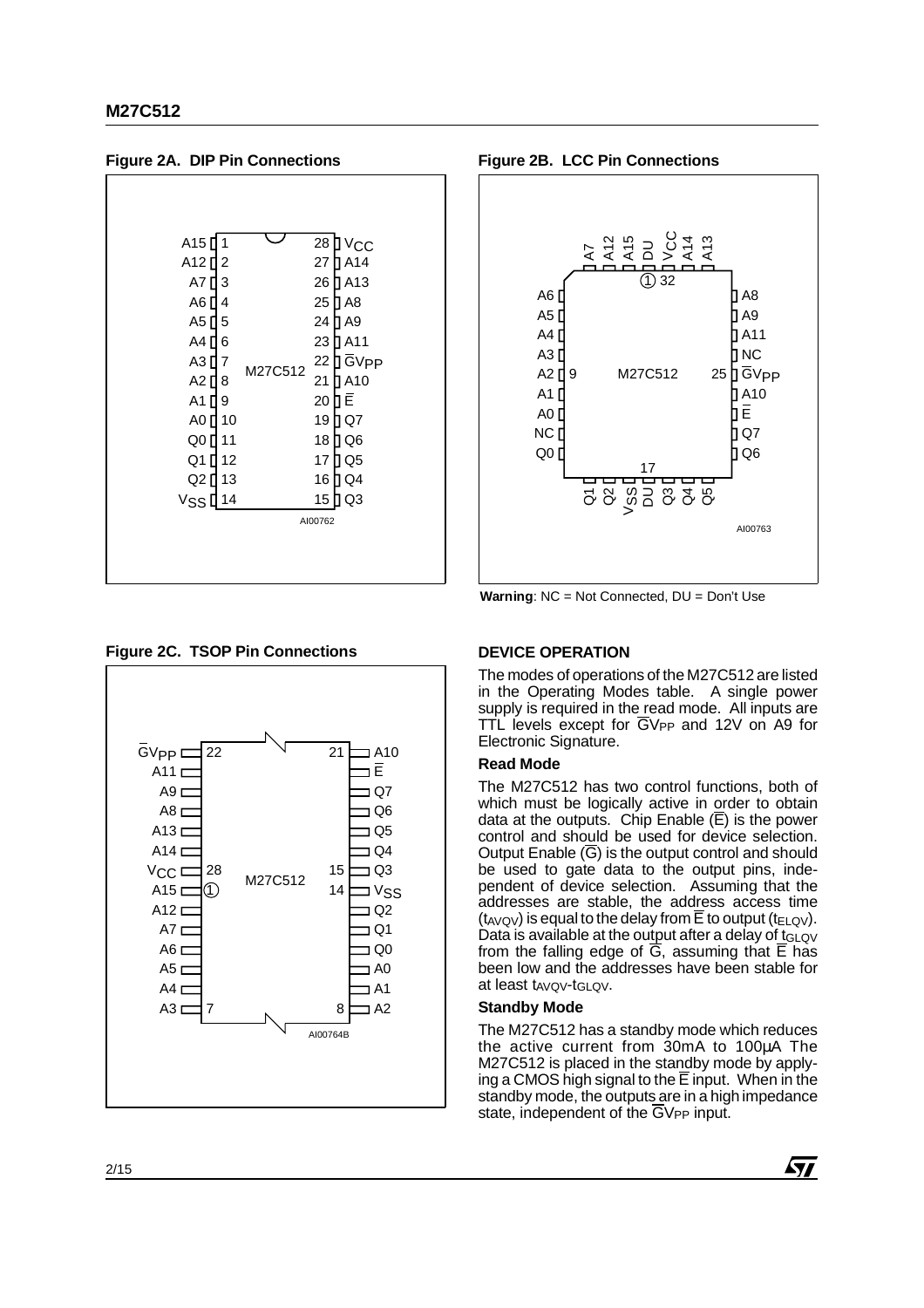**Figure 2A. DIP Pin Connections**

**Figure 2B. LCC Pin Connections**

**Warning**: NC = Not Connected, DU = Don't Use

**Figure 2C. TSOP Pin Connections**

## DEVICE OPERATION

The modes of operations of the M27C512 are listed in the Operating Modes table. A single power supply is required in the read mode. All inputs are TTL levels except for $\overline{G}V_{PP}$ and 12V on A9 for Electronic Signature.

### Read Mode

The M27C512 has two control functions, both of which must be logically active in order to obtain data at the outputs. Chip Enable ($\overline{E}$) is the power control and should be used for device selection. Output Enable ($\overline{G}$) is the output control and should be used to gate data to the output pins, independent of device selection. Assuming that the addresses are stable, the address access time ($t_{AVQV}$) is equal to the delay from $\overline{E}$ to output ($t_{ELQV}$). Data is available at the output after a delay of $t_{GLQV}$ from the falling edge of $\overline{G}$, assuming that $\overline{E}$ has been low and the addresses have been stable for at least $t_{AVQV}$-$t_{GLQV}$.

### Standby Mode

The M27C512 has a standby mode which reduces the active current from 30mA to 100µA The M27C512 is placed in the standby mode by applying a CMOS high signal to the $\overline{E}$ input. When in the standby mode, the outputs are in a high impedance state, independent of the $\overline{G}V_{PP}$ input.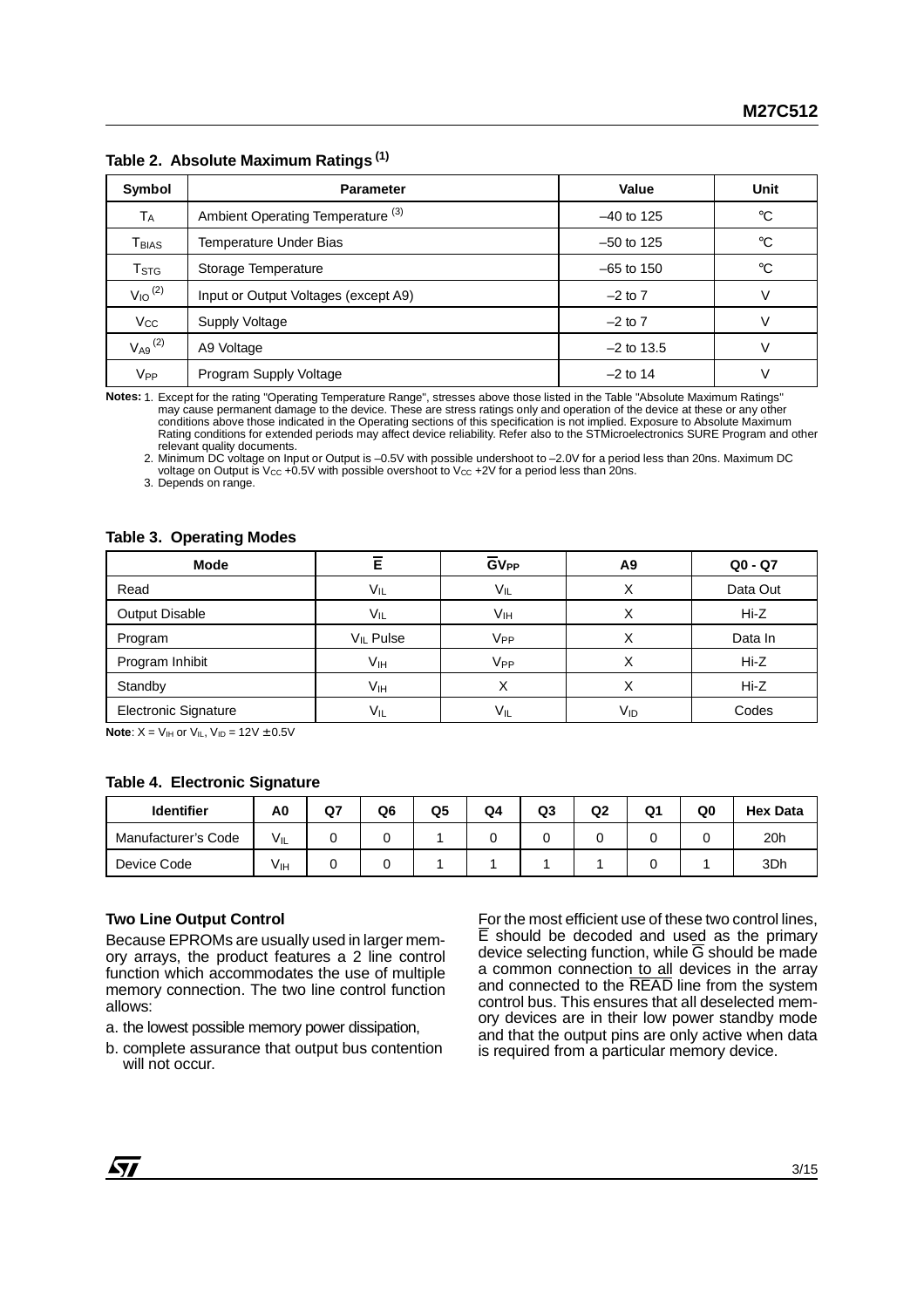**Table 2. Absolute Maximum Ratings (1)**

| Symbol | Parameter | Value | Unit |
|---|---|---|---|
| $T_A$ | Ambient Operating Temperature (3) | –40 to 125 | °C |
| $T_{BIAS}$ | Temperature Under Bias | –50 to 125 | °C |
| $T_{STG}$ | Storage Temperature | –65 to 150 | °C |
| $V_{IO}$ (2) | Input or Output Voltages (except A9) | –2 to 7 | V |
| $V_{CC}$ | Supply Voltage | –2 to 7 | V |
| $V_{A9}$ (2) | A9 Voltage | –2 to 13.5 | V |
| $V_{PP}$ | Program Supply Voltage | –2 to 14 | V |

**Notes:** 1. Except for the rating "Operating Temperature Range", stresses above those listed in the Table "Absolute Maximum Ratings" may cause permanent damage to the device. These are stress ratings only and operation of the device at these or any other conditions above those indicated in the Operating sections of this specification is not implied. Exposure to Absolute Maximum Rating conditions for extended periods may affect device reliability. Refer also to the STMicroelectronics SURE Program and other relevant quality documents.

2. Minimum DC voltage on Input or Output is –0.5V with possible undershoot to –2.0V for a period less than 20ns. Maximum DC voltage on Output is $V_{CC}$ +0.5V with possible overshoot to $V_{CC}$ +2V for a period less than 20ns.

3. Depends on range.

**Table 3. Operating Modes**

| Mode | $\overline{E}$ | $\overline{G}V_{PP}$ | A9 | Q0 - Q7 |
|---|---|---|---|---|
| Read | $V_{IL}$ | $V_{IL}$ | X | Data Out |
| Output Disable | $V_{IL}$ | $V_{IH}$ | X | Hi-Z |
| Program | $V_{IL}$ Pulse | $V_{PP}$ | X | Data In |
| Program Inhibit | $V_{IH}$ | $V_{PP}$ | X | Hi-Z |
| Standby | $V_{IH}$ | X | X | Hi-Z |
| Electronic Signature | $V_{IL}$ | $V_{IL}$ | $V_{ID}$ | Codes |

**Note**: X = $V_{IH}$ or $V_{IL}$, $V_{ID}$ = 12V ± 0.5V

**Table 4. Electronic Signature**

| Identifier | A0 | Q7 | Q6 | Q5 | Q4 | Q3 | Q2 | Q1 | Q0 | Hex Data |
|---|---|---|---|---|---|---|---|---|---|---|
| Manufacturer's Code | $V_{IL}$ | 0 | 0 | 1 | 0 | 0 | 0 | 0 | 0 | 20h |
| Device Code | $V_{IH}$ | 0 | 0 | 1 | 1 | 1 | 1 | 0 | 1 | 3Dh |

### Two Line Output Control

Because EPROMs are usually used in larger memory arrays, the product features a 2 line control function which accommodates the use of multiple memory connection. The two line control function allows:

a. the lowest possible memory power dissipation,

b. complete assurance that output bus contention will not occur.

For the most efficient use of these two control lines, $\overline{E}$ should be decoded and used as the primary device selecting function, while $\overline{G}$ should be made a common connection to all devices in the array and connected to the $\overline{READ}$ line from the system control bus. This ensures that all deselected memory devices are in their low power standby mode and that the output pins are only active when data is required from a particular memory device.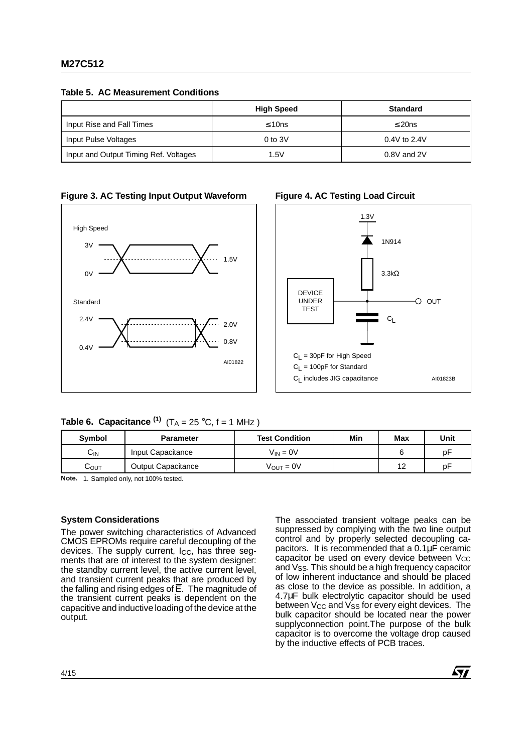**Table 5. AC Measurement Conditions**

| | High Speed | Standard |
|---|---|---|
| Input Rise and Fall Times | ≤ 10ns | ≤ 20ns |
| Input Pulse Voltages | 0 to 3V | 0.4V to 2.4V |
| Input and Output Timing Ref. Voltages | 1.5V | 0.8V and 2V |

**Figure 3. AC Testing Input Output Waveform**

**Figure 4. AC Testing Load Circuit**

**Table 6. Capacitance** [(1)] ($T_A$ = 25 °C, f = 1 MHz )

| Symbol | Parameter | Test Condition | Min | Max | Unit |
|---|---|---|---|---|---|
| $C_{IN}$ | Input Capacitance | $V_{IN}$ = 0V | | 6 | pF |
| $C_{OUT}$ | Output Capacitance | $V_{OUT}$ = 0V | | 12 | pF |

**Note.** 1. Sampled only, not 100% tested.

### System Considerations

The power switching characteristics of Advanced CMOS EPROMs require careful decoupling of the devices. The supply current, $I_{CC}$, has three segments that are of interest to the system designer: the standby current level, the active current level, and transient current peaks that are produced by the falling and rising edges of $\overline{E}$. The magnitude of the transient current peaks is dependent on the capacitive and inductive loading of the device at the output.

The associated transient voltage peaks can be suppressed by complying with the two line output control and by properly selected decoupling capacitors. It is recommended that a 0.1µF ceramic capacitor be used on every device between $V_{CC}$ and $V_{SS}$. This should be a high frequency capacitor of low inherent inductance and should be placed as close to the device as possible. In addition, a 4.7µF bulk electrolytic capacitor should be used between $V_{CC}$ and $V_{SS}$ for every eight devices. The bulk capacitor should be located near the power supplyconnection point.The purpose of the bulk capacitor is to overcome the voltage drop caused by the inductive effects of PCB traces.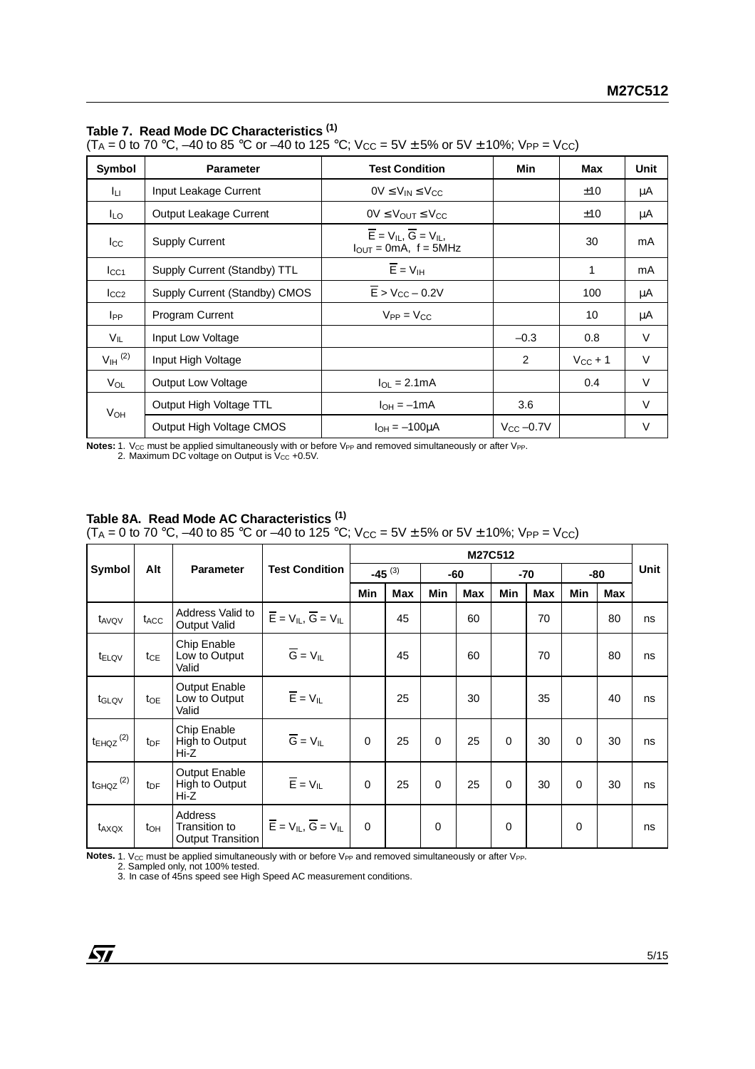## Table 7. Read Mode DC Characteristics [1]

($T_A$ = 0 to 70 °C, –40 to 85 °C or –40 to 125 °C; $V_{CC}$ = 5V ± 5% or 5V ± 10%; $V_{PP}$ = $V_{CC}$)

| Symbol | Parameter | Test Condition | Min | Max | Unit |
|---|---|---|---|---|---|
| $I_{LI}$ | Input Leakage Current | $0V \le V_{IN} \le V_{CC}$ | | ±10 | µA |
| $I_{LO}$ | Output Leakage Current | $0V \le V_{OUT} \le V_{CC}$ | | ±10 | µA |
| $I_{CC}$ | Supply Current | $\overline{E} = V_{IL}$, $\overline{G} = V_{IL}$, $I_{OUT}$ = 0mA, f = 5MHz | | 30 | mA |
| $I_{CC1}$ | Supply Current (Standby) TTL | $\overline{E} = V_{IH}$ | | 1 | mA |
| $I_{CC2}$ | Supply Current (Standby) CMOS | $\overline{E} > V_{CC} - 0.2V$ | | 100 | µA |
| $I_{PP}$ | Program Current | $V_{PP} = V_{CC}$ | | 10 | µA |
| $V_{IL}$ | Input Low Voltage | | –0.3 | 0.8 | V |
| $V_{IH}$ [2] | Input High Voltage | | 2 | $V_{CC}$ + 1 | V |
| $V_{OL}$ | Output Low Voltage | $I_{OL}$ = 2.1mA | | 0.4 | V |
| $V_{OH}$ | Output High Voltage TTL | $I_{OH}$ = –1mA | 3.6 | | V |
| | Output High Voltage CMOS | $I_{OH}$ = –100µA | $V_{CC}$ –0.7V | | V |

**Notes:** 1. $V_{CC}$ must be applied simultaneously with or before $V_{PP}$ and removed simultaneously or after $V_{PP}$.
2. Maximum DC voltage on Output is $V_{CC}$ +0.5V.

## Table 8A. Read Mode AC Characteristics [1]

($T_A$ = 0 to 70 °C, –40 to 85 °C or –40 to 125 °C; $V_{CC}$ = 5V ± 5% or 5V ± 10%; $V_{PP}$ = $V_{CC}$)

| Symbol | Alt | Parameter | Test Condition | M27C512 | | | | | | | | Unit |
|---|---|---|---|---|---|---|---|---|---|---|---|---|
| | | | | -45 [3] | | -60 | | -70 | | -80 | | |
| | | | | Min | Max | Min | Max | Min | Max | Min | Max | |
| $t_{AVQV}$ | $t_{ACC}$ | Address Valid to Output Valid | $\overline{E} = V_{IL}$, $\overline{G} = V_{IL}$ | | 45 | | 60 | | 70 | | 80 | ns |
| $t_{ELQV}$ | $t_{CE}$ | Chip Enable Low to Output Valid | $\overline{G} = V_{IL}$ | | 45 | | 60 | | 70 | | 80 | ns |
| $t_{GLQV}$ | $t_{OE}$ | Output Enable Low to Output Valid | $\overline{E} = V_{IL}$ | | 25 | | 30 | | 35 | | 40 | ns |
| $t_{EHQZ}$ [2] | $t_{DF}$ | Chip Enable High to Output Hi-Z | $\overline{G} = V_{IL}$ | 0 | 25 | 0 | 25 | 0 | 30 | 0 | 30 | ns |
| $t_{GHQZ}$ [2] | $t_{DF}$ | Output Enable High to Output Hi-Z | $\overline{E} = V_{IL}$ | 0 | 25 | 0 | 25 | 0 | 30 | 0 | 30 | ns |
| $t_{AXQX}$ | $t_{OH}$ | Address Transition to Output Transition | $\overline{E} = V_{IL}$, $\overline{G} = V_{IL}$ | 0 | | 0 | | 0 | | 0 | | ns |

**Notes.** 1. $V_{CC}$ must be applied simultaneously with or before $V_{PP}$ and removed simultaneously or after $V_{PP}$.
2. Sampled only, not 100% tested.
3. In case of 45ns speed see High Speed AC measurement conditions.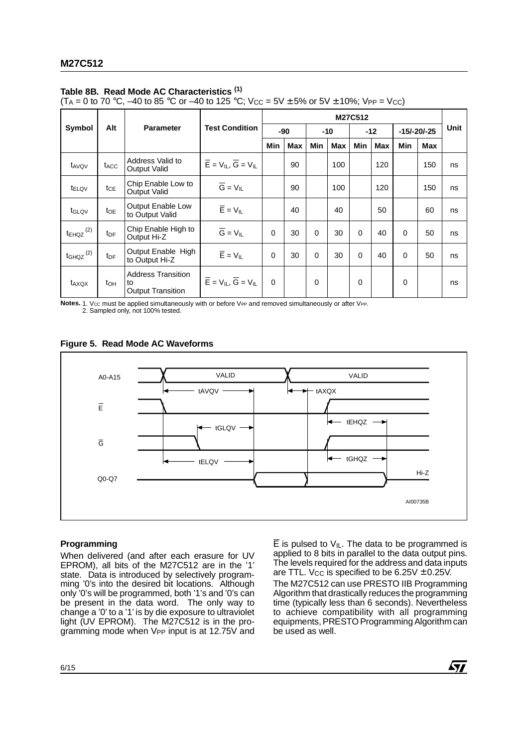**Table 8B. Read Mode AC Characteristics** [1]

($T_A$ = 0 to 70 °C, –40 to 85 °C or –40 to 125 °C; $V_{CC}$ = 5V ± 5% or 5V ± 10%; $V_{PP}$ = $V_{CC}$)

| Symbol | Alt | Parameter | Test Condition | M27C512 | | | | | | | | Unit |
|---|---|---|---|---|---|---|---|---|---|---|---|---|
| | | | | -90 | | -10 | | -12 | | -15/-20/-25 | | |
| | | | | Min | Max | Min | Max | Min | Max | Min | Max | |
| $t_{AVQV}$ | $t_{ACC}$ | Address Valid to Output Valid | $\overline{E} = V_{IL}$, $\overline{G} = V_{IL}$ | | 90 | | 100 | | 120 | | 150 | ns |
| $t_{ELQV}$ | $t_{CE}$ | Chip Enable Low to Output Valid | $\overline{G} = V_{IL}$ | | 90 | | 100 | | 120 | | 150 | ns |
| $t_{GLQV}$ | $t_{OE}$ | Output Enable Low to Output Valid | $\overline{E} = V_{IL}$ | | 40 | | 40 | | 50 | | 60 | ns |
| $t_{EHQZ}$ [2] | $t_{DF}$ | Chip Enable High to Output Hi-Z | $\overline{G} = V_{IL}$ | 0 | 30 | 0 | 30 | 0 | 40 | 0 | 50 | ns |
| $t_{GHQZ}$ [2] | $t_{DF}$ | Output Enable High to Output Hi-Z | $\overline{E} = V_{IL}$ | 0 | 30 | 0 | 30 | 0 | 40 | 0 | 50 | ns |
| $t_{AXQX}$ | $t_{OH}$ | Address Transition to Output Transition | $\overline{E} = V_{IL}$, $\overline{G} = V_{IL}$ | 0 | | 0 | | 0 | | 0 | | ns |

**Notes.** 1. $V_{CC}$ must be applied simultaneously with or before $V_{PP}$ and removed simultaneously or after $V_{PP}$.
2. Sampled only, not 100% tested.

**Figure 5. Read Mode AC Waveforms**

### Programming

When delivered (and after each erasure for UV EPROM), all bits of the M27C512 are in the '1' state. Data is introduced by selectively programming '0's into the desired bit locations. Although only '0's will be programmed, both '1's and '0's can be present in the data word. The only way to change a '0' to a '1' is by die exposure to ultraviolet light (UV EPROM). The M27C512 is in the programming mode when $V_{PP}$ input is at 12.75V and $\overline{E}$ is pulsed to $V_{IL}$. The data to be programmed is applied to 8 bits in parallel to the data output pins. The levels required for the address and data inputs are TTL. $V_{CC}$ is specified to be 6.25V ± 0.25V.

The M27C512 can use PRESTO IIB Programming Algorithm that drastically reduces the programming time (typically less than 6 seconds). Nevertheless to achieve compatibility with all programming equipments, PRESTO Programming Algorithm can be used as well.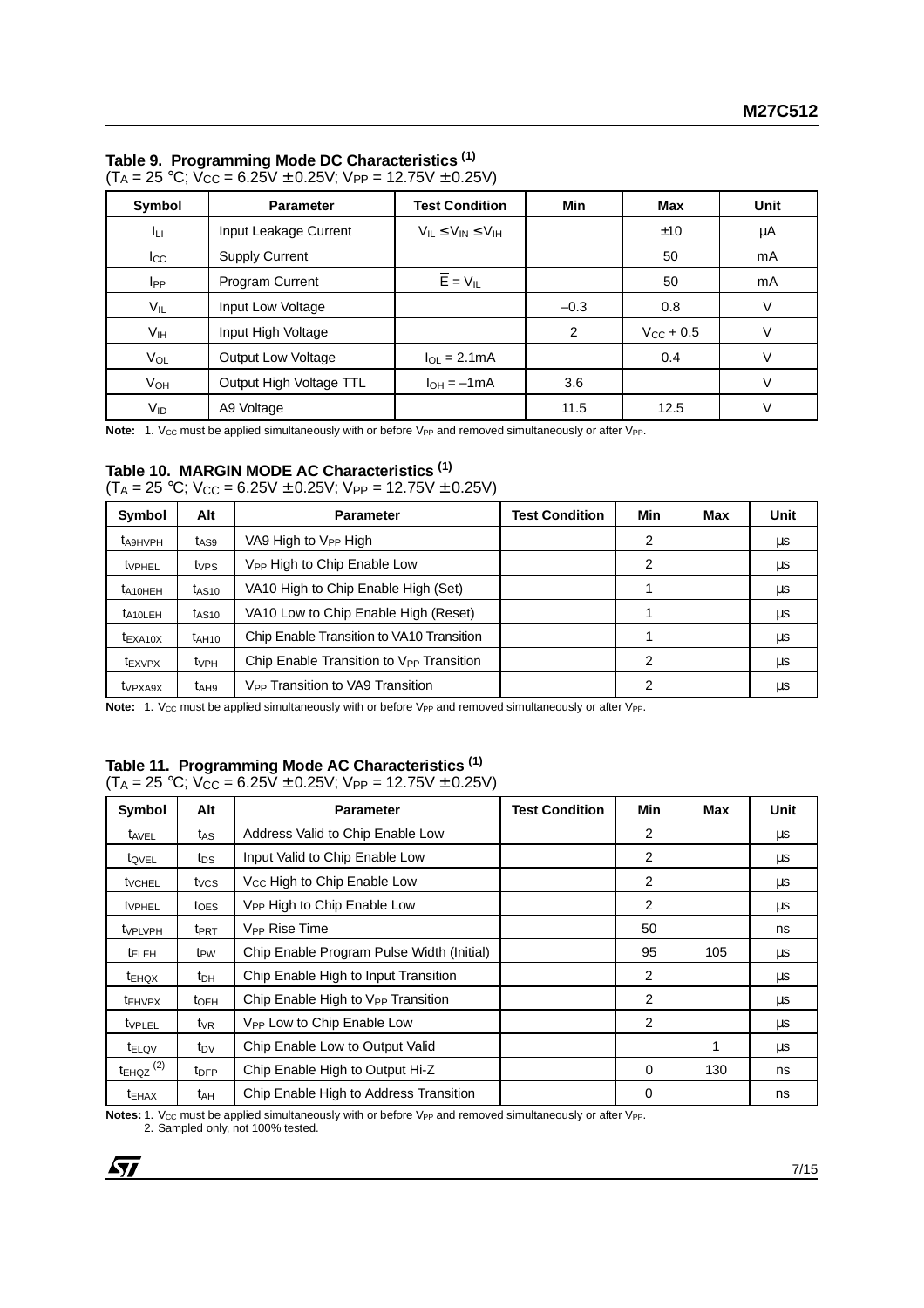**Table 9. Programming Mode DC Characteristics** [(1)]
($T_A$ = 25 °C; $V_{CC}$ = 6.25V ± 0.25V; $V_{PP}$ = 12.75V ± 0.25V)

| Symbol | Parameter | Test Condition | Min | Max | Unit |
|---|---|---|---|---|---|
| $I_{LI}$ | Input Leakage Current | $V_{IL} \le V_{IN} \le V_{IH}$ | | ±10 | µA |
| $I_{CC}$ | Supply Current | | | 50 | mA |
| $I_{PP}$ | Program Current | $\overline{E} = V_{IL}$ | | 50 | mA |
| $V_{IL}$ | Input Low Voltage | | –0.3 | 0.8 | V |
| $V_{IH}$ | Input High Voltage | | 2 | $V_{CC}$ + 0.5 | V |
| $V_{OL}$ | Output Low Voltage | $I_{OL}$ = 2.1mA | | 0.4 | V |
| $V_{OH}$ | Output High Voltage TTL | $I_{OH}$ = –1mA | 3.6 | | V |
| $V_{ID}$ | A9 Voltage | | 11.5 | 12.5 | V |

**Note:** 1. $V_{CC}$ must be applied simultaneously with or before $V_{PP}$ and removed simultaneously or after $V_{PP}$.

**Table 10. MARGIN MODE AC Characteristics** [(1)]
($T_A$ = 25 °C; $V_{CC}$ = 6.25V ± 0.25V; $V_{PP}$ = 12.75V ± 0.25V)

| Symbol | Alt | Parameter | Test Condition | Min | Max | Unit |
|---|---|---|---|---|---|---|
| $t_{A9HVPH}$ | $t_{AS9}$ | VA9 High to $V_{PP}$ High | | 2 | | µs |
| $t_{VPHEL}$ | $t_{VPS}$ | $V_{PP}$ High to Chip Enable Low | | 2 | | µs |
| $t_{A10HEH}$ | $t_{AS10}$ | VA10 High to Chip Enable High (Set) | | 1 | | µs |
| $t_{A10LEH}$ | $t_{AS10}$ | VA10 Low to Chip Enable High (Reset) | | 1 | | µs |
| $t_{EXA10X}$ | $t_{AH10}$ | Chip Enable Transition to VA10 Transition | | 1 | | µs |
| $t_{EXVPX}$ | $t_{VPH}$ | Chip Enable Transition to $V_{PP}$ Transition | | 2 | | µs |
| $t_{VPXA9X}$ | $t_{AH9}$ | $V_{PP}$ Transition to VA9 Transition | | 2 | | µs |

**Note:** 1. $V_{CC}$ must be applied simultaneously with or before $V_{PP}$ and removed simultaneously or after $V_{PP}$.

**Table 11. Programming Mode AC Characteristics** [(1)]
($T_A$ = 25 °C; $V_{CC}$ = 6.25V ± 0.25V; $V_{PP}$ = 12.75V ± 0.25V)

| Symbol | Alt | Parameter | Test Condition | Min | Max | Unit |
|---|---|---|---|---|---|---|
| $t_{AVEL}$ | $t_{AS}$ | Address Valid to Chip Enable Low | | 2 | | µs |
| $t_{QVEL}$ | $t_{DS}$ | Input Valid to Chip Enable Low | | 2 | | µs |
| $t_{VCHEL}$ | $t_{VCS}$ | $V_{CC}$ High to Chip Enable Low | | 2 | | µs |
| $t_{VPHEL}$ | $t_{OES}$ | $V_{PP}$ High to Chip Enable Low | | 2 | | µs |
| $t_{VPLVPH}$ | $t_{PRT}$ | $V_{PP}$ Rise Time | | 50 | | ns |
| $t_{ELEH}$ | $t_{PW}$ | Chip Enable Program Pulse Width (Initial) | | 95 | 105 | µs |
| $t_{EHQX}$ | $t_{DH}$ | Chip Enable High to Input Transition | | 2 | | µs |
| $t_{EHVPX}$ | $t_{OEH}$ | Chip Enable High to $V_{PP}$ Transition | | 2 | | µs |
| $t_{VPLEL}$ | $t_{VR}$ | $V_{PP}$ Low to Chip Enable Low | | 2 | | µs |
| $t_{ELQV}$ | $t_{DV}$ | Chip Enable Low to Output Valid | | | 1 | µs |
| $t_{EHQZ}$ [(2)] | $t_{DFP}$ | Chip Enable High to Output Hi-Z | | 0 | 130 | ns |
| $t_{EHAX}$ | $t_{AH}$ | Chip Enable High to Address Transition | | 0 | | ns |

**Notes:** 1. $V_{CC}$ must be applied simultaneously with or before $V_{PP}$ and removed simultaneously or after $V_{PP}$.
2. Sampled only, not 100% tested.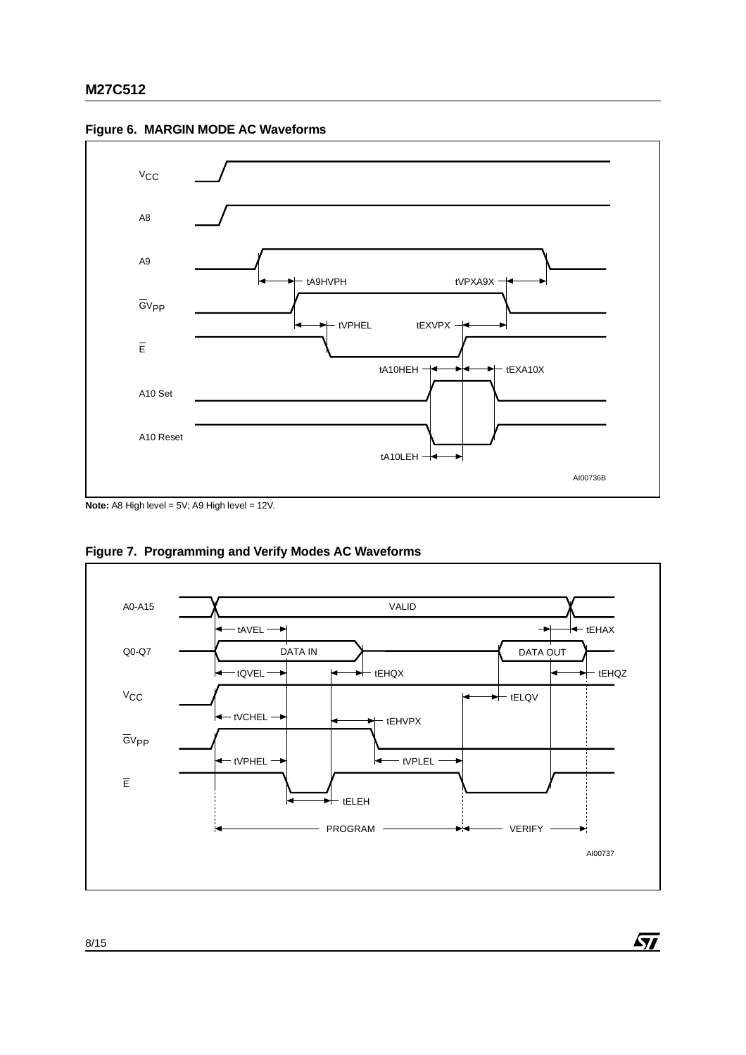**Figure 6. MARGIN MODE AC Waveforms**

**Note:** A8 High level = 5V; A9 High level = 12V.

**Figure 7. Programming and Verify Modes AC Waveforms**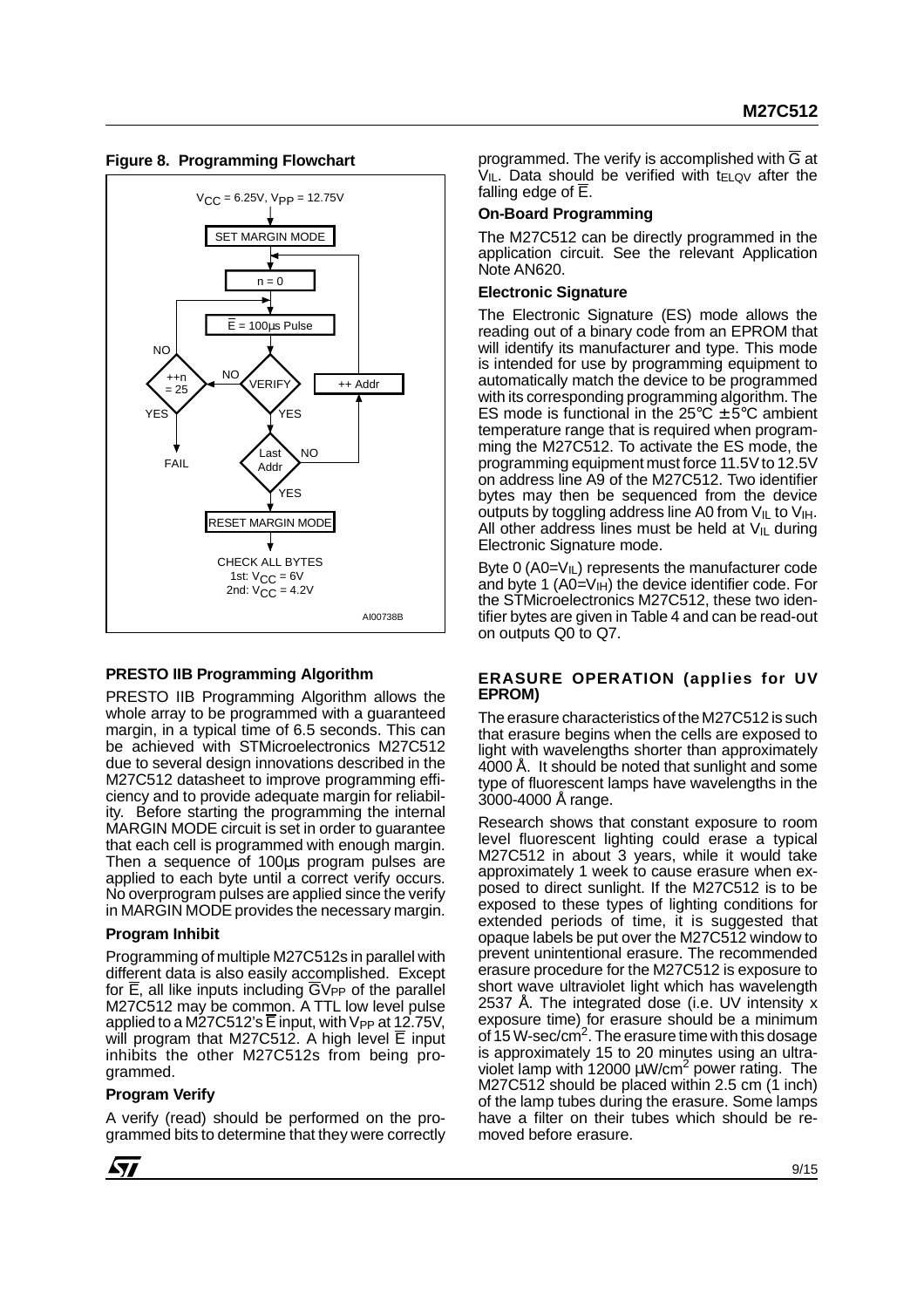**Figure 8. Programming Flowchart**

**PRESTO IIB Programming Algorithm**

PRESTO IIB Programming Algorithm allows the whole array to be programmed with a guaranteed margin, in a typical time of 6.5 seconds. This can be achieved with STMicroelectronics M27C512 due to several design innovations described in the M27C512 datasheet to improve programming efficiency and to provide adequate margin for reliability. Before starting the programming the internal MARGIN MODE circuit is set in order to guarantee that each cell is programmed with enough margin. Then a sequence of 100µs program pulses are applied to each byte until a correct verify occurs. No overprogram pulses are applied since the verify in MARGIN MODE provides the necessary margin.

**Program Inhibit**

Programming of multiple M27C512s in parallel with different data is also easily accomplished. Except for $\overline{E}$, all like inputs including $\overline{G}V_{PP}$ of the parallel M27C512 may be common. A TTL low level pulse applied to a M27C512's $\overline{E}$ input, with $V_{PP}$ at 12.75V, will program that M27C512. A high level $\overline{E}$ input inhibits the other M27C512s from being programmed.

**Program Verify**

A verify (read) should be performed on the programmed bits to determine that they were correctly programmed. The verify is accomplished with $\overline{G}$ at $V_{IL}$. Data should be verified with $t_{ELQV}$ after the falling edge of $\overline{E}$.

**On-Board Programming**

The M27C512 can be directly programmed in the application circuit. See the relevant Application Note AN620.

**Electronic Signature**

The Electronic Signature (ES) mode allows the reading out of a binary code from an EPROM that will identify its manufacturer and type. This mode is intended for use by programming equipment to automatically match the device to be programmed with its corresponding programming algorithm. The ES mode is functional in the 25°C ± 5°C ambient temperature range that is required when programming the M27C512. To activate the ES mode, the programming equipment must force 11.5V to 12.5V on address line A9 of the M27C512. Two identifier bytes may then be sequenced from the device outputs by toggling address line A0 from $V_{IL}$ to $V_{IH}$. All other address lines must be held at $V_{IL}$ during Electronic Signature mode.

Byte 0 (A0=$V_{IL}$) represents the manufacturer code and byte 1 (A0=$V_{IH}$) the device identifier code. For the STMicroelectronics M27C512, these two identifier bytes are given in Table 4 and can be read-out on outputs Q0 to Q7.

## ERASURE OPERATION (applies for UV EPROM)

The erasure characteristics of the M27C512 is such that erasure begins when the cells are exposed to light with wavelengths shorter than approximately 4000 Å. It should be noted that sunlight and some type of fluorescent lamps have wavelengths in the 3000-4000 Å range.

Research shows that constant exposure to room level fluorescent lighting could erase a typical M27C512 in about 3 years, while it would take approximately 1 week to cause erasure when exposed to direct sunlight. If the M27C512 is to be exposed to these types of lighting conditions for extended periods of time, it is suggested that opaque labels be put over the M27C512 window to prevent unintentional erasure. The recommended erasure procedure for the M27C512 is exposure to short wave ultraviolet light which has wavelength 2537 Å. The integrated dose (i.e. UV intensity x exposure time) for erasure should be a minimum of 15 W-sec/cm$^2$. The erasure time with this dosage is approximately 15 to 20 minutes using an ultraviolet lamp with 12000 µW/cm$^2$ power rating. The M27C512 should be placed within 2.5 cm (1 inch) of the lamp tubes during the erasure. Some lamps have a filter on their tubes which should be removed before erasure.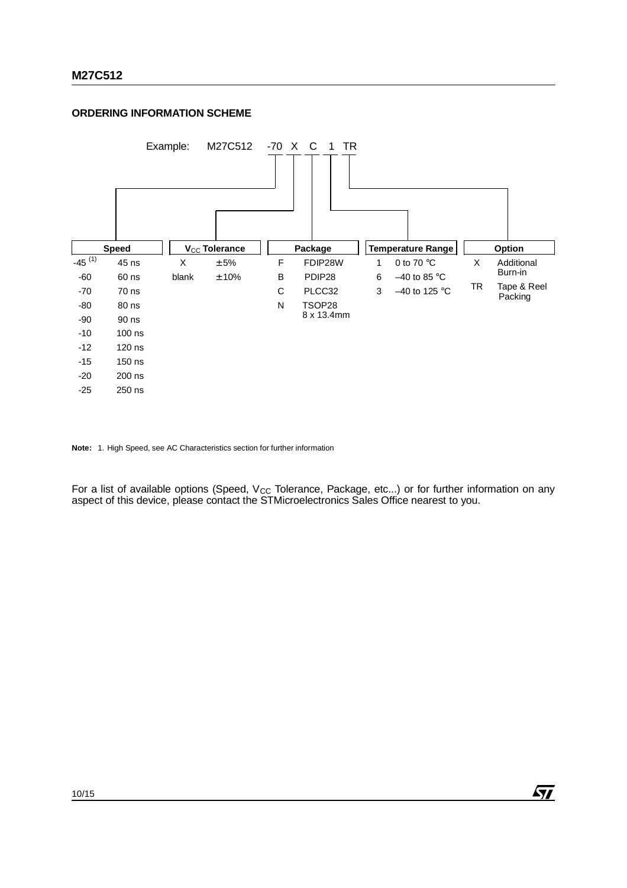## ORDERING INFORMATION SCHEME

Example: M27C512 -70 X C 1 TR

| Speed | | $V_{CC}$ Tolerance | | Package | | Temperature Range | | Option | |
|---|---|---|---|---|---|---|---|---|---|
| -45 [1] | 45 ns | X | ± 5% | F | FDIP28W | 1 | 0 to 70 °C | X | Additional Burn-in |
| -60 | 60 ns | blank | ± 10% | B | PDIP28 | 6 | –40 to 85 °C | TR | Tape & Reel Packing |
| -70 | 70 ns | | | C | PLCC32 | 3 | –40 to 125 °C | | |
| -80 | 80 ns | | | N | TSOP28 8 x 13.4mm | | | | |
| -90 | 90 ns | | | | | | | | |
| -10 | 100 ns | | | | | | | | |
| -12 | 120 ns | | | | | | | | |
| -15 | 150 ns | | | | | | | | |
| -20 | 200 ns | | | | | | | | |
| -25 | 250 ns | | | | | | | | |

**Note:** 1. High Speed, see AC Characteristics section for further information

For a list of available options (Speed, $V_{CC}$ Tolerance, Package, etc...) or for further information on any aspect of this device, please contact the STMicroelectronics Sales Office nearest to you.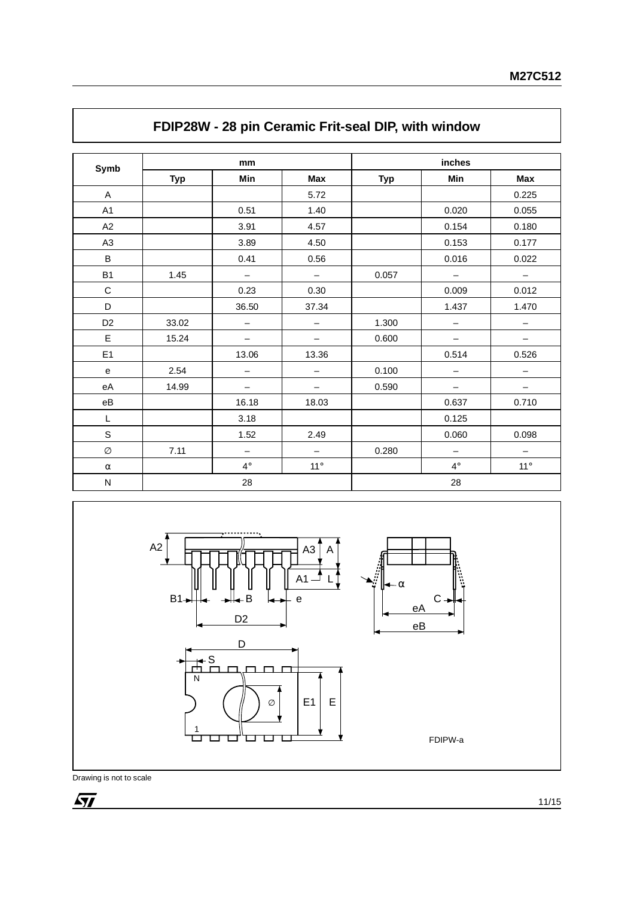## FDIP28W - 28 pin Ceramic Frit-seal DIP, with window

| Symb | mm | | | inches | | |
|---|---|---|---|---|---|---|
| | Typ | Min | Max | Typ | Min | Max |
| A | | | 5.72 | | | 0.225 |
| A1 | | 0.51 | 1.40 | | 0.020 | 0.055 |
| A2 | | 3.91 | 4.57 | | 0.154 | 0.180 |
| A3 | | 3.89 | 4.50 | | 0.153 | 0.177 |
| B | | 0.41 | 0.56 | | 0.016 | 0.022 |
| B1 | 1.45 | – | – | 0.057 | – | – |
| C | | 0.23 | 0.30 | | 0.009 | 0.012 |
| D | | 36.50 | 37.34 | | 1.437 | 1.470 |
| D2 | 33.02 | – | – | 1.300 | – | – |
| E | 15.24 | – | – | 0.600 | – | – |
| E1 | | 13.06 | 13.36 | | 0.514 | 0.526 |
| e | 2.54 | – | – | 0.100 | – | – |
| eA | 14.99 | – | – | 0.590 | – | – |
| eB | | 16.18 | 18.03 | | 0.637 | 0.710 |
| L | | 3.18 | | | 0.125 | |
| S | | 1.52 | 2.49 | | 0.060 | 0.098 |
| ∅ | 7.11 | – | – | 0.280 | – | – |
| α | | 4° | 11° | | 4° | 11° |
| N | 28 | | | 28 | | |

FDIPW-a

Drawing is not to scale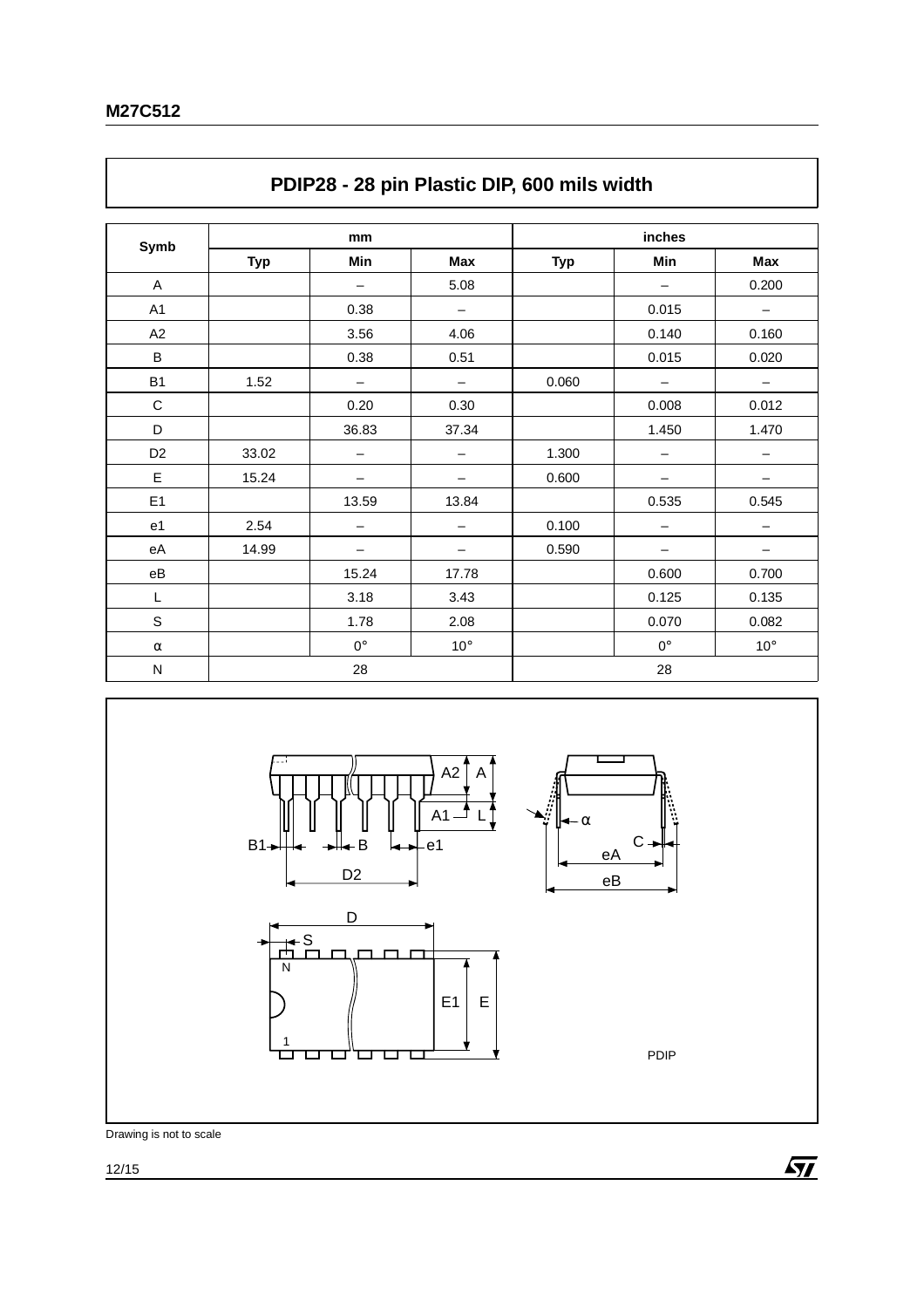## PDIP28 - 28 pin Plastic DIP, 600 mils width

| Symb | mm | | | inches | | |
|---|---|---|---|---|---|---|
| | Typ | Min | Max | Typ | Min | Max |
| A | | – | 5.08 | | – | 0.200 |
| A1 | | 0.38 | – | | 0.015 | – |
| A2 | | 3.56 | 4.06 | | 0.140 | 0.160 |
| B | | 0.38 | 0.51 | | 0.015 | 0.020 |
| B1 | 1.52 | – | – | 0.060 | – | – |
| C | | 0.20 | 0.30 | | 0.008 | 0.012 |
| D | | 36.83 | 37.34 | | 1.450 | 1.470 |
| D2 | 33.02 | – | – | 1.300 | – | – |
| E | 15.24 | – | – | 0.600 | – | – |
| E1 | | 13.59 | 13.84 | | 0.535 | 0.545 |
| e1 | 2.54 | – | – | 0.100 | – | – |
| eA | 14.99 | – | – | 0.590 | – | – |
| eB | | 15.24 | 17.78 | | 0.600 | 0.700 |
| L | | 3.18 | 3.43 | | 0.125 | 0.135 |
| S | | 1.78 | 2.08 | | 0.070 | 0.082 |
| α | | 0° | 10° | | 0° | 10° |
| N | 28 | | | 28 | | |

PDIP

Drawing is not to scale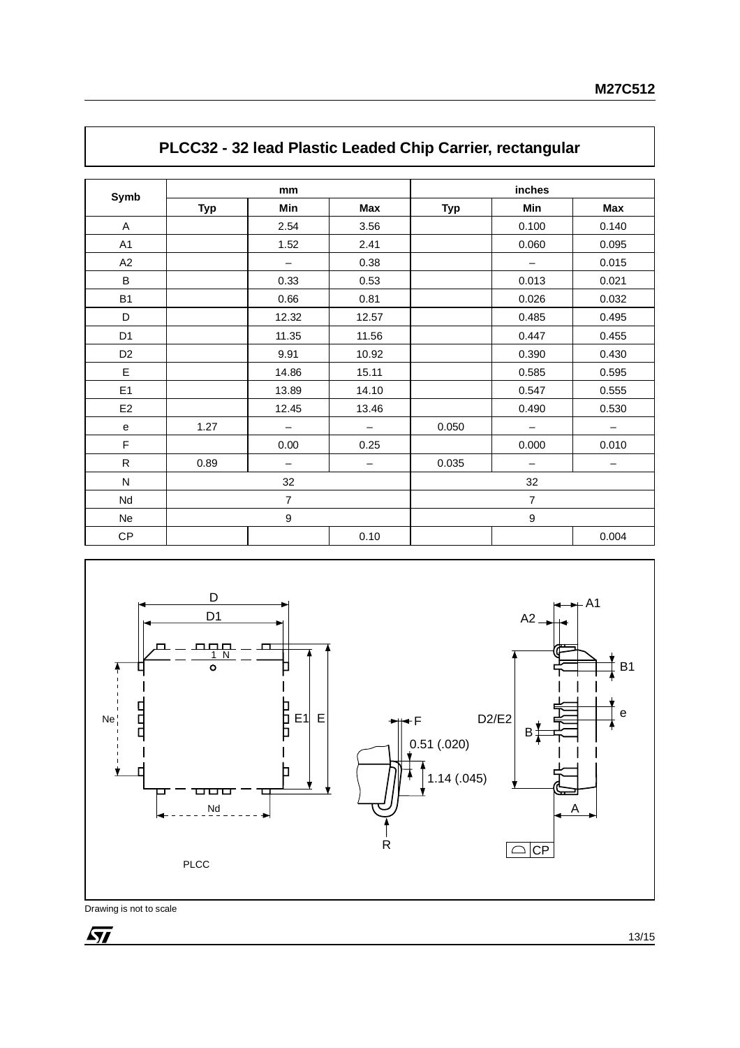## PLCC32 - 32 lead Plastic Leaded Chip Carrier, rectangular

| Symb | mm | | | inches | | |
|---|---|---|---|---|---|---|
| | Typ | Min | Max | Typ | Min | Max |
| A | | 2.54 | 3.56 | | 0.100 | 0.140 |
| A1 | | 1.52 | 2.41 | | 0.060 | 0.095 |
| A2 | | – | 0.38 | | – | 0.015 |
| B | | 0.33 | 0.53 | | 0.013 | 0.021 |
| B1 | | 0.66 | 0.81 | | 0.026 | 0.032 |
| D | | 12.32 | 12.57 | | 0.485 | 0.495 |
| D1 | | 11.35 | 11.56 | | 0.447 | 0.455 |
| D2 | | 9.91 | 10.92 | | 0.390 | 0.430 |
| E | | 14.86 | 15.11 | | 0.585 | 0.595 |
| E1 | | 13.89 | 14.10 | | 0.547 | 0.555 |
| E2 | | 12.45 | 13.46 | | 0.490 | 0.530 |
| e | 1.27 | – | – | 0.050 | – | – |
| F | | 0.00 | 0.25 | | 0.000 | 0.010 |
| R | 0.89 | – | – | 0.035 | – | – |
| N | 32 | | | 32 | | |
| Nd | 7 | | | 7 | | |
| Ne | 9 | | | 9 | | |
| CP | | | 0.10 | | | 0.004 |

D, D1, 1, N, Ne, E1, E, Nd, F, 0.51 (.020), 1.14 (.045), R, D2/E2, A1, A2, B1, e, B, A, CP

PLCC

Drawing is not to scale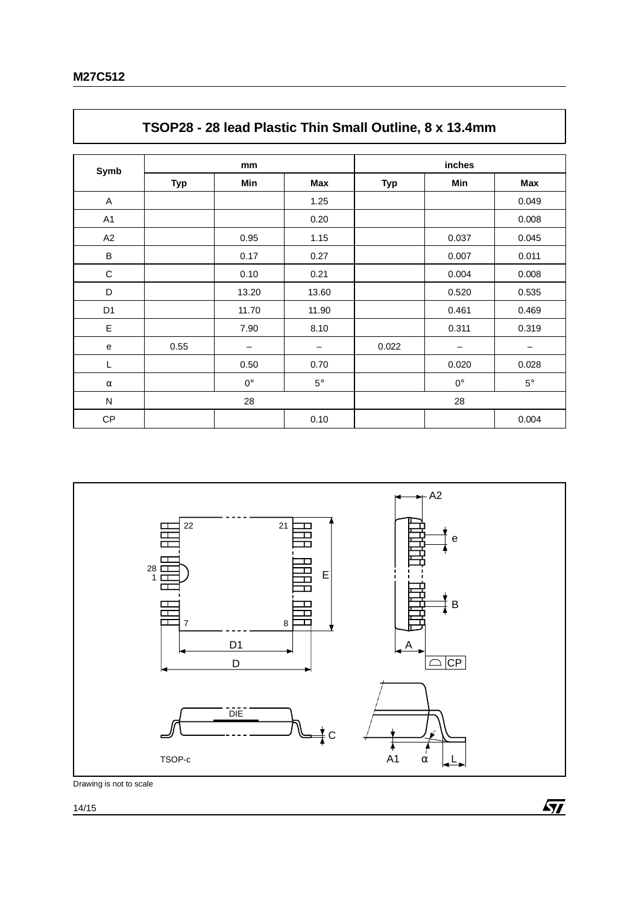## TSOP28 - 28 lead Plastic Thin Small Outline, 8 x 13.4mm

| Symb | mm | | | inches | | |
|---|---|---|---|---|---|---|
| | Typ | Min | Max | Typ | Min | Max |
| A | | | 1.25 | | | 0.049 |
| A1 | | | 0.20 | | | 0.008 |
| A2 | | 0.95 | 1.15 | | 0.037 | 0.045 |
| B | | 0.17 | 0.27 | | 0.007 | 0.011 |
| C | | 0.10 | 0.21 | | 0.004 | 0.008 |
| D | | 13.20 | 13.60 | | 0.520 | 0.535 |
| D1 | | 11.70 | 11.90 | | 0.461 | 0.469 |
| E | | 7.90 | 8.10 | | 0.311 | 0.319 |
| e | 0.55 | – | – | 0.022 | – | – |
| L | | 0.50 | 0.70 | | 0.020 | 0.028 |
| α | | 0° | 5° | | 0° | 5° |
| N | 28 | | | 28 | | |
| CP | | | 0.10 | | | 0.004 |

TSOP-c

Drawing is not to scale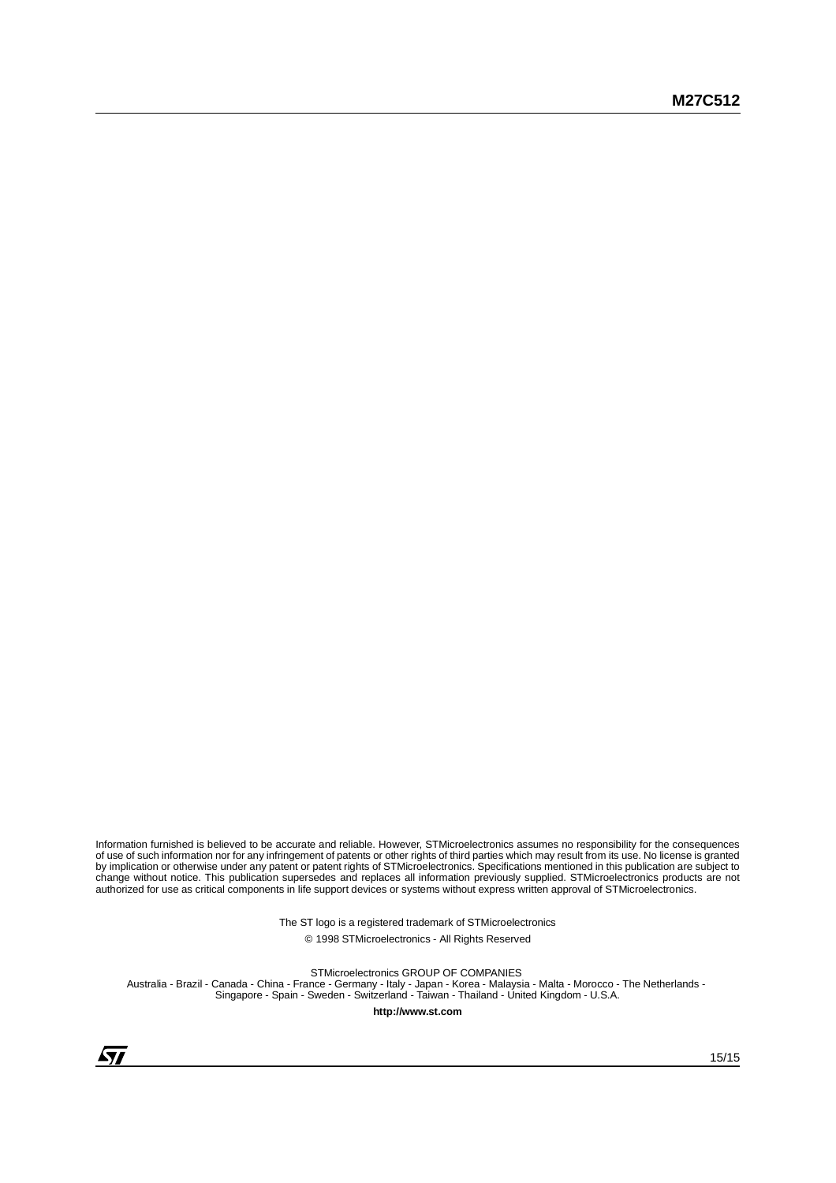Information furnished is believed to be accurate and reliable. However, STMicroelectronics assumes no responsibility for the consequences of use of such information nor for any infringement of patents or other rights of third parties which may result from its use. No license is granted by implication or otherwise under any patent or patent rights of STMicroelectronics. Specifications mentioned in this publication are subject to change without notice. This publication supersedes and replaces all information previously supplied. STMicroelectronics products are not authorized for use as critical components in life support devices or systems without express written approval of STMicroelectronics.

The ST logo is a registered trademark of STMicroelectronics

© 1998 STMicroelectronics - All Rights Reserved

STMicroelectronics GROUP OF COMPANIES

Australia - Brazil - Canada - China - France - Germany - Italy - Japan - Korea - Malaysia - Malta - Morocco - The Netherlands - Singapore - Spain - Sweden - Switzerland - Taiwan - Thailand - United Kingdom - U.S.A.

**http://www.st.com**